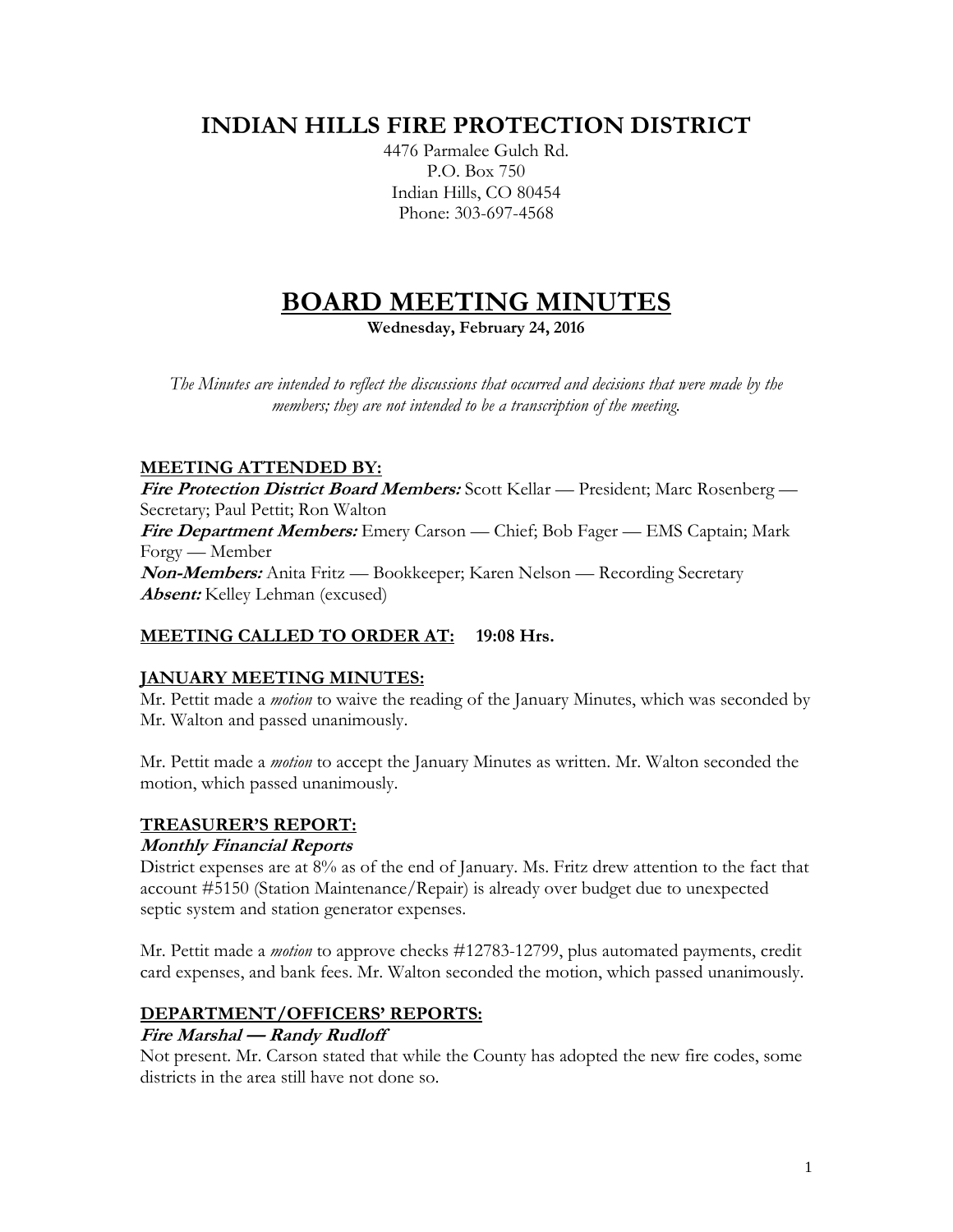# INDIAN HILLS FIRE PROTECTION DISTRICT

4476 Parmalee Gulch Rd.
P.O. Box 750
Indian Hills, CO 80454
Phone: 303-697-4568

# BOARD MEETING MINUTES

**Wednesday, February 24, 2016**

*The Minutes are intended to reflect the discussions that occurred and decisions that were made by the members; they are not intended to be a transcription of the meeting.*

## MEETING ATTENDED BY:

***Fire Protection District Board Members:*** Scott Kellar — President; Marc Rosenberg — Secretary; Paul Pettit; Ron Walton
***Fire Department Members:*** Emery Carson — Chief; Bob Fager — EMS Captain; Mark Forgy — Member
***Non-Members:*** Anita Fritz — Bookkeeper; Karen Nelson — Recording Secretary
***Absent:*** Kelley Lehman (excused)

## MEETING CALLED TO ORDER AT: 19:08 Hrs.

## JANUARY MEETING MINUTES:

Mr. Pettit made a *motion* to waive the reading of the January Minutes, which was seconded by Mr. Walton and passed unanimously.

Mr. Pettit made a *motion* to accept the January Minutes as written. Mr. Walton seconded the motion, which passed unanimously.

## TREASURER'S REPORT:

### *Monthly Financial Reports*

District expenses are at 8% as of the end of January. Ms. Fritz drew attention to the fact that account #5150 (Station Maintenance/Repair) is already over budget due to unexpected septic system and station generator expenses.

Mr. Pettit made a *motion* to approve checks #12783-12799, plus automated payments, credit card expenses, and bank fees. Mr. Walton seconded the motion, which passed unanimously.

## DEPARTMENT/OFFICERS' REPORTS:

### *Fire Marshal — Randy Rudloff*

Not present. Mr. Carson stated that while the County has adopted the new fire codes, some districts in the area still have not done so.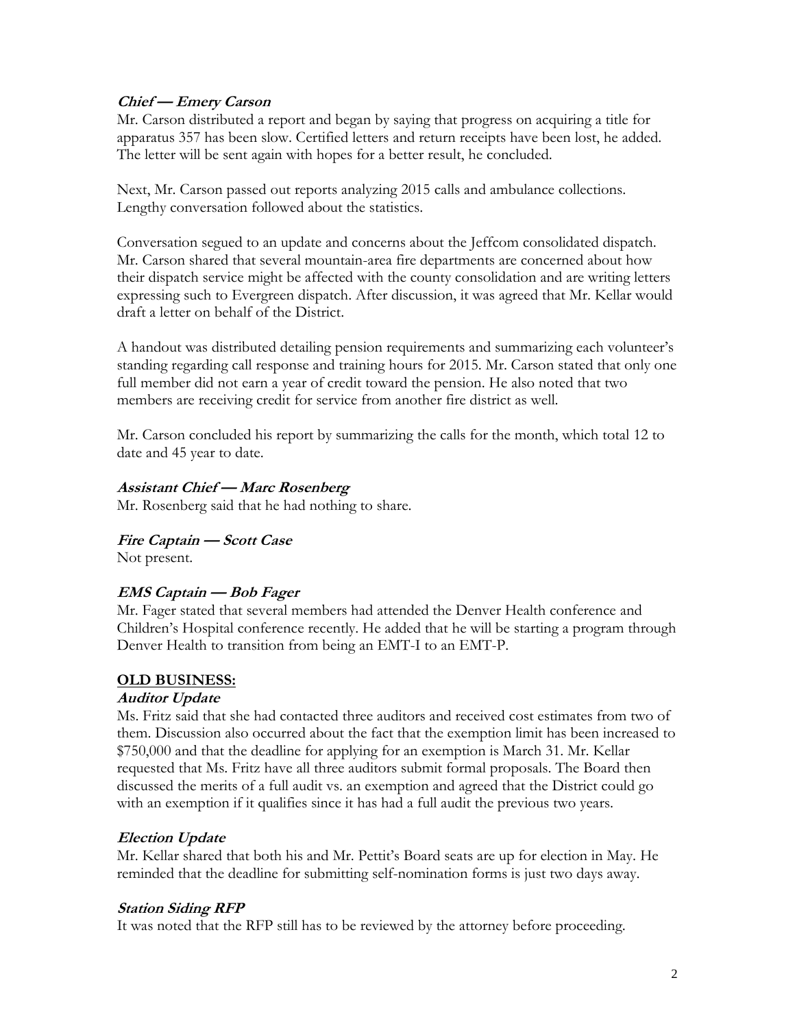***Chief — Emery Carson***

Mr. Carson distributed a report and began by saying that progress on acquiring a title for apparatus 357 has been slow. Certified letters and return receipts have been lost, he added. The letter will be sent again with hopes for a better result, he concluded.

Next, Mr. Carson passed out reports analyzing 2015 calls and ambulance collections. Lengthy conversation followed about the statistics.

Conversation segued to an update and concerns about the Jeffcom consolidated dispatch. Mr. Carson shared that several mountain-area fire departments are concerned about how their dispatch service might be affected with the county consolidation and are writing letters expressing such to Evergreen dispatch. After discussion, it was agreed that Mr. Kellar would draft a letter on behalf of the District.

A handout was distributed detailing pension requirements and summarizing each volunteer's standing regarding call response and training hours for 2015. Mr. Carson stated that only one full member did not earn a year of credit toward the pension. He also noted that two members are receiving credit for service from another fire district as well.

Mr. Carson concluded his report by summarizing the calls for the month, which total 12 to date and 45 year to date.

***Assistant Chief — Marc Rosenberg***

Mr. Rosenberg said that he had nothing to share.

***Fire Captain — Scott Case***

Not present.

***EMS Captain — Bob Fager***

Mr. Fager stated that several members had attended the Denver Health conference and Children's Hospital conference recently. He added that he will be starting a program through Denver Health to transition from being an EMT-I to an EMT-P.

**OLD BUSINESS:**

***Auditor Update***

Ms. Fritz said that she had contacted three auditors and received cost estimates from two of them. Discussion also occurred about the fact that the exemption limit has been increased to $750,000 and that the deadline for applying for an exemption is March 31. Mr. Kellar requested that Ms. Fritz have all three auditors submit formal proposals. The Board then discussed the merits of a full audit vs. an exemption and agreed that the District could go with an exemption if it qualifies since it has had a full audit the previous two years.

***Election Update***

Mr. Kellar shared that both his and Mr. Pettit's Board seats are up for election in May. He reminded that the deadline for submitting self-nomination forms is just two days away.

***Station Siding RFP***

It was noted that the RFP still has to be reviewed by the attorney before proceeding.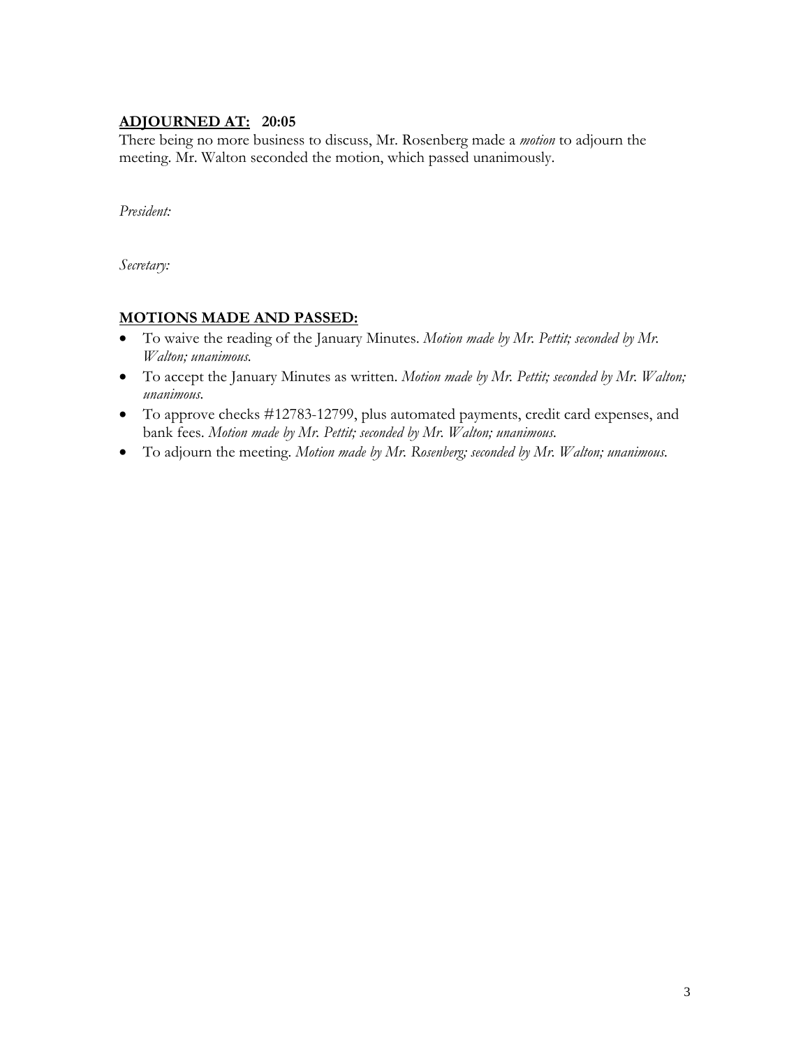**ADJOURNED AT: 20:05**

There being no more business to discuss, Mr. Rosenberg made a *motion* to adjourn the meeting. Mr. Walton seconded the motion, which passed unanimously.

*President:*

*Secretary:*

**MOTIONS MADE AND PASSED:**

- To waive the reading of the January Minutes. *Motion made by Mr. Pettit; seconded by Mr. Walton; unanimous.*
- To accept the January Minutes as written. *Motion made by Mr. Pettit; seconded by Mr. Walton; unanimous.*
- To approve checks #12783-12799, plus automated payments, credit card expenses, and bank fees. *Motion made by Mr. Pettit; seconded by Mr. Walton; unanimous.*
- To adjourn the meeting. *Motion made by Mr. Rosenberg; seconded by Mr. Walton; unanimous.*